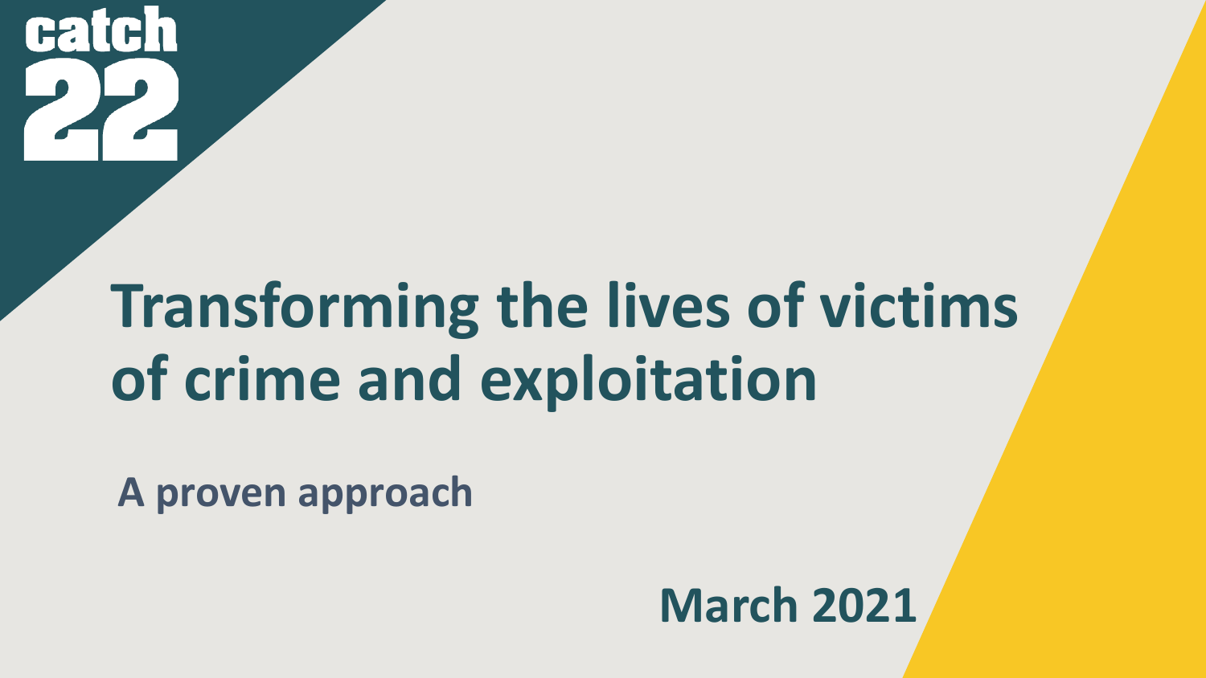catch 22

# Transforming the lives of victims of crime and exploitation

**A proven approach**

**March 2021**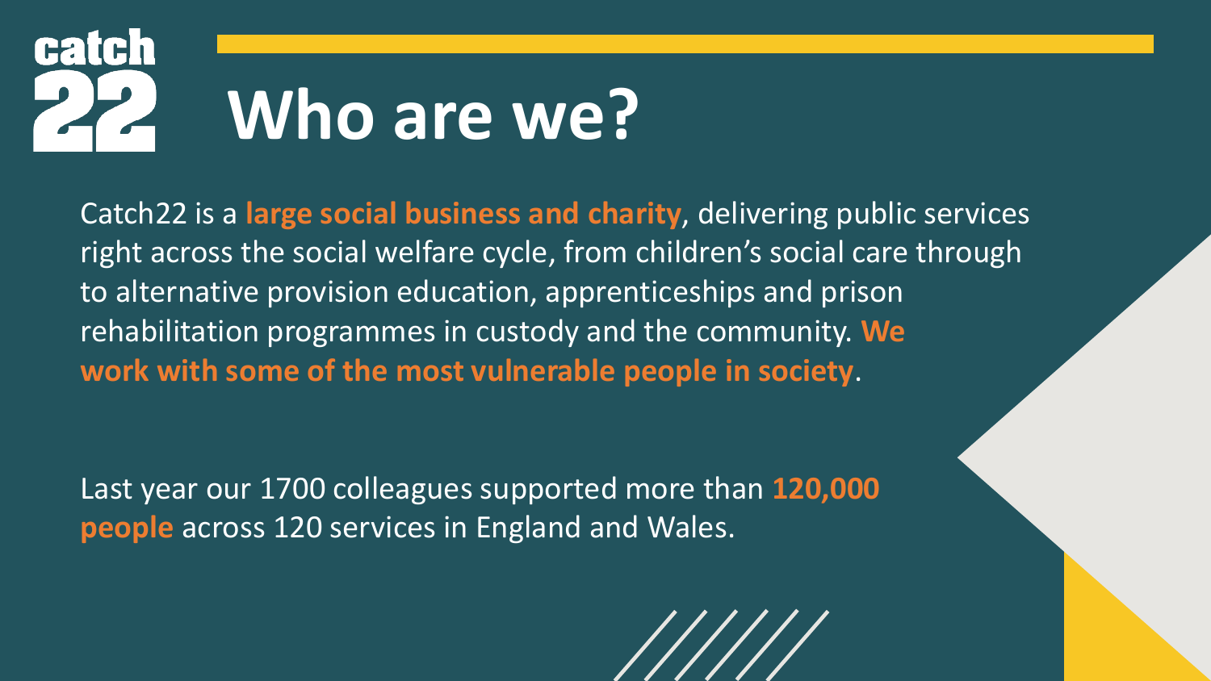# Who are we?

Catch22 is a **large social business and charity**, delivering public services right across the social welfare cycle, from children's social care through to alternative provision education, apprenticeships and prison rehabilitation programmes in custody and the community. **We work with some of the most vulnerable people in society**.

Last year our 1700 colleagues supported more than **120,000 people** across 120 services in England and Wales.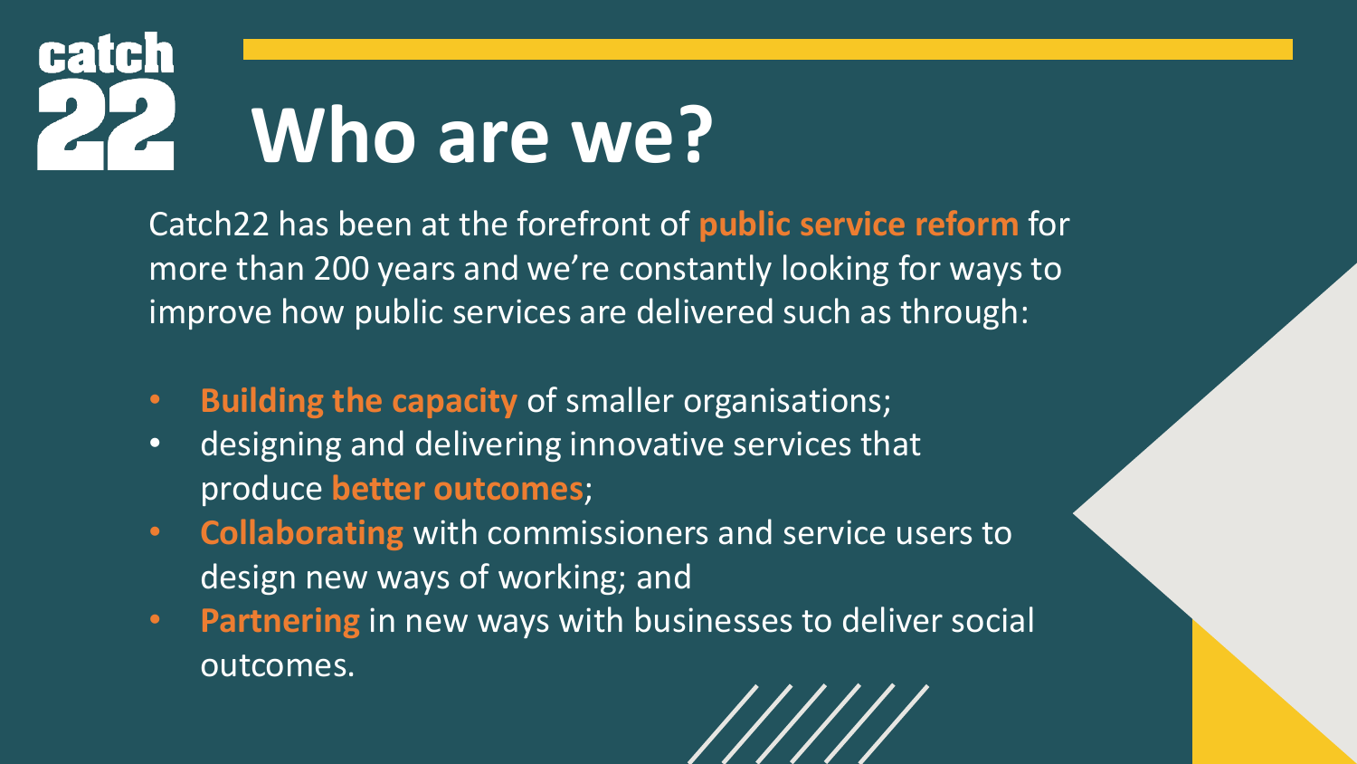# Who are we?

Catch22 has been at the forefront of **public service reform** for more than 200 years and we're constantly looking for ways to improve how public services are delivered such as through:

- **Building the capacity** of smaller organisations;
- designing and delivering innovative services that produce **better outcomes**;
- **Collaborating** with commissioners and service users to design new ways of working; and
- **Partnering** in new ways with businesses to deliver social outcomes.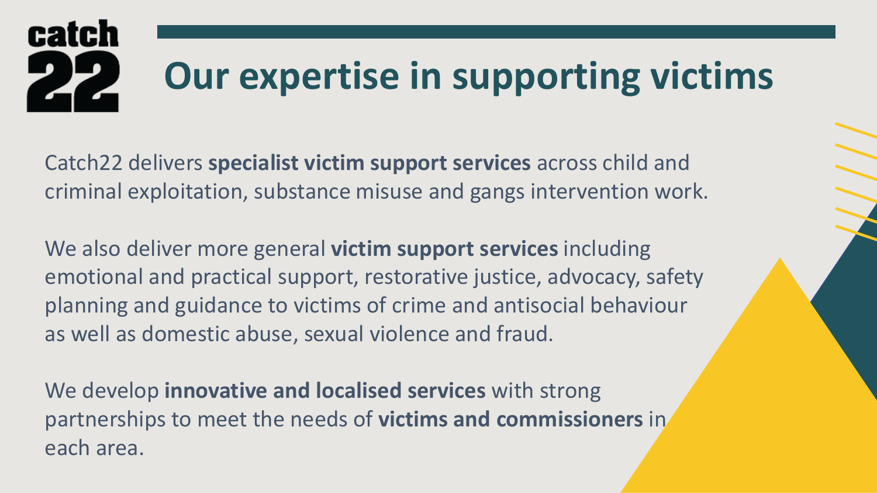# Our expertise in supporting victims

Catch22 delivers **specialist victim support services** across child and criminal exploitation, substance misuse and gangs intervention work.

We also deliver more general **victim support services** including emotional and practical support, restorative justice, advocacy, safety planning and guidance to victims of crime and antisocial behaviour as well as domestic abuse, sexual violence and fraud.

We develop **innovative and localised services** with strong partnerships to meet the needs of **victims and commissioners** in each area.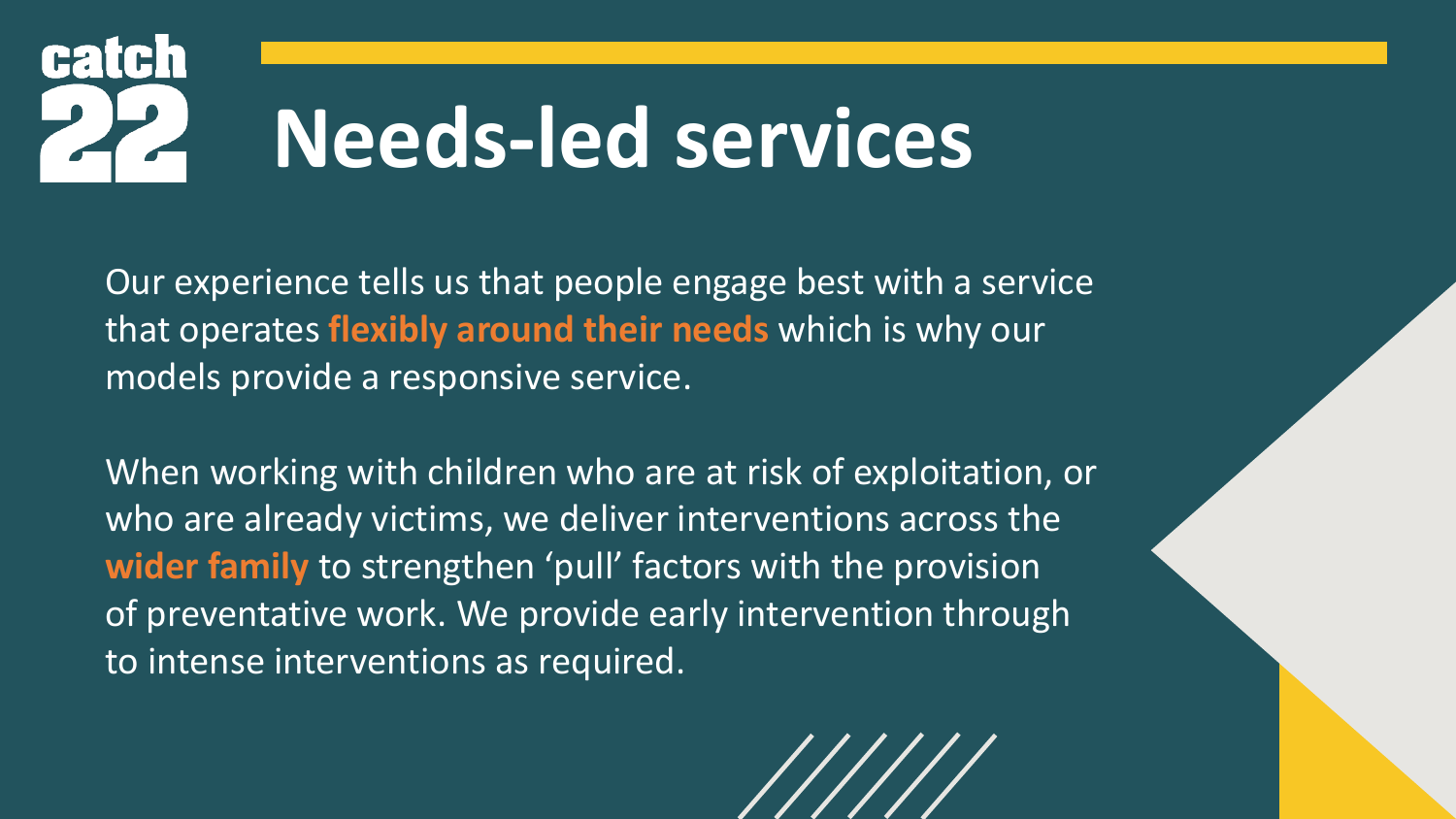# Needs-led services

Our experience tells us that people engage best with a service that operates **flexibly around their needs** which is why our models provide a responsive service.

When working with children who are at risk of exploitation, or who are already victims, we deliver interventions across the **wider family** to strengthen 'pull' factors with the provision of preventative work. We provide early intervention through to intense interventions as required.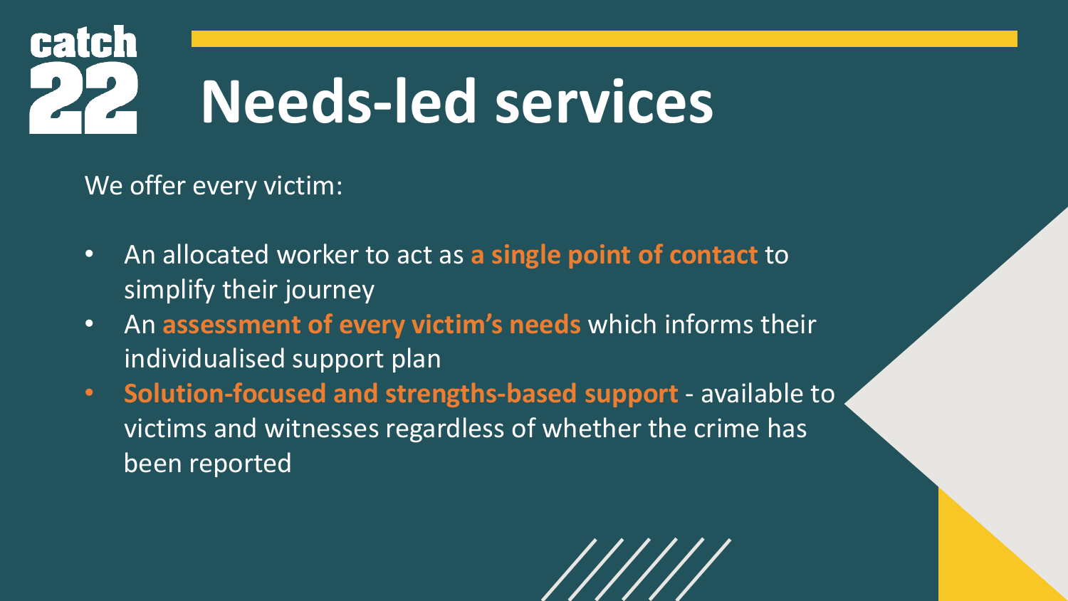# Needs-led services

We offer every victim:

- An allocated worker to act as **a single point of contact** to simplify their journey
- An **assessment of every victim's needs** which informs their individualised support plan
- **Solution-focused and strengths-based support** - available to victims and witnesses regardless of whether the crime has been reported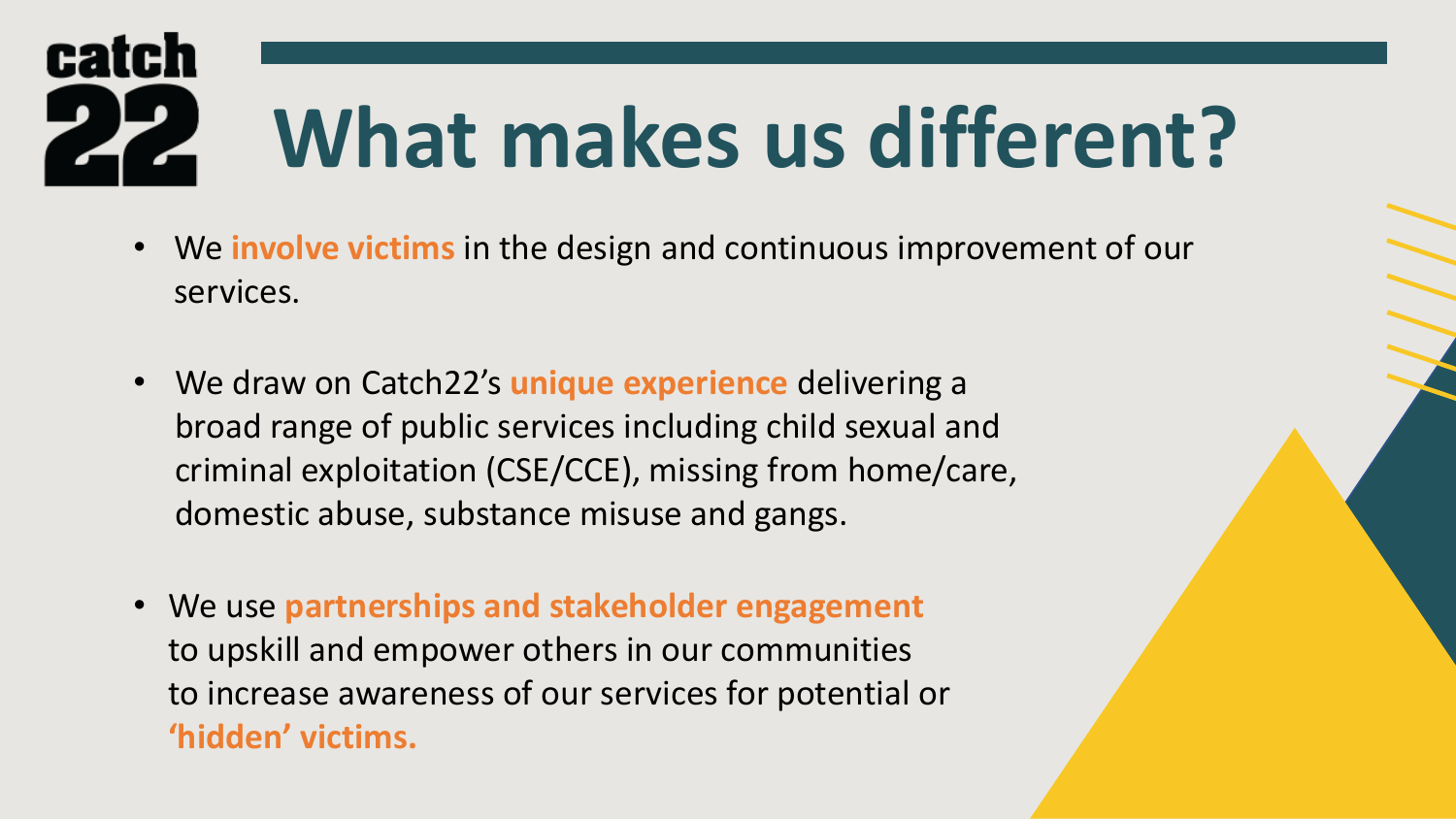# What makes us different?

- We **involve victims** in the design and continuous improvement of our services.
- We draw on Catch22's **unique experience** delivering a broad range of public services including child sexual and criminal exploitation (CSE/CCE), missing from home/care, domestic abuse, substance misuse and gangs.
- We use **partnerships and stakeholder engagement** to upskill and empower others in our communities to increase awareness of our services for potential or **'hidden' victims.**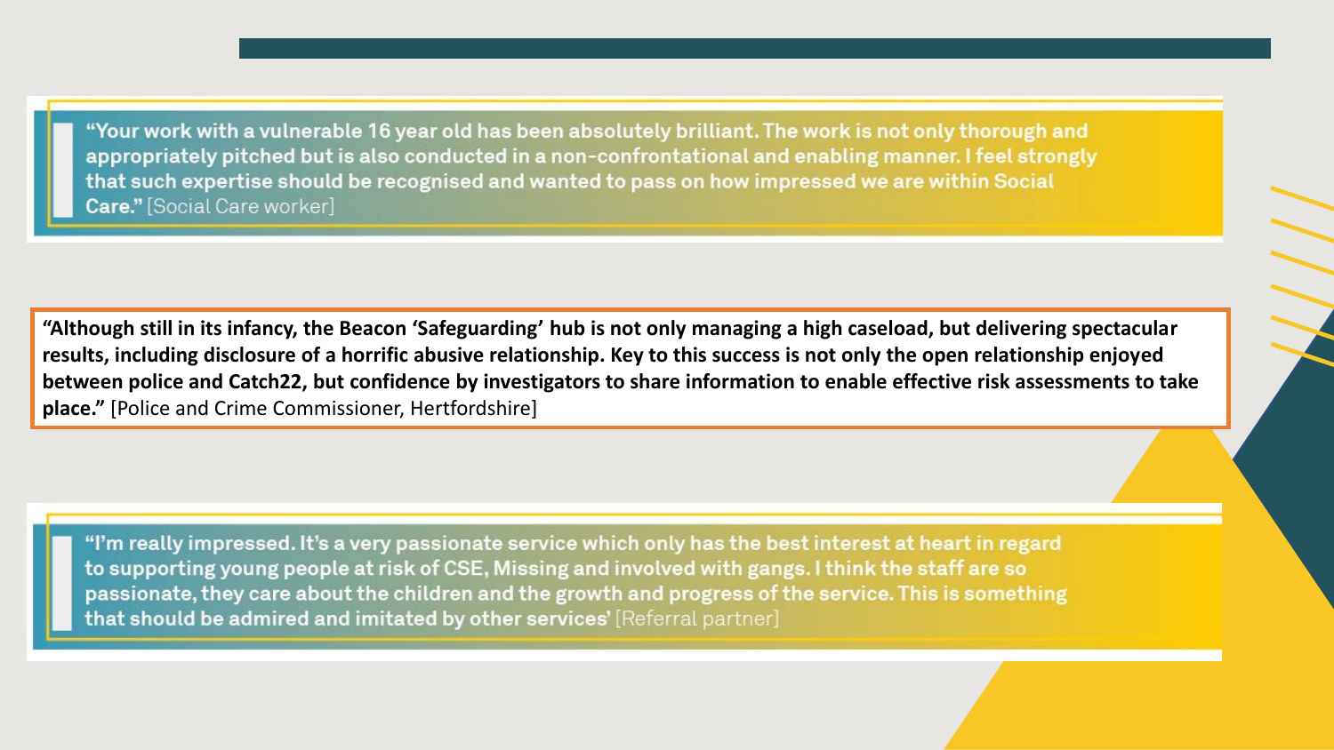> **"Your work with a vulnerable 16 year old has been absolutely brilliant. The work is not only thorough and appropriately pitched but is also conducted in a non-confrontational and enabling manner. I feel strongly that such expertise should be recognised and wanted to pass on how impressed we are within Social Care."** [Social Care worker]

> **"Although still in its infancy, the Beacon 'Safeguarding' hub is not only managing a high caseload, but delivering spectacular results, including disclosure of a horrific abusive relationship. Key to this success is not only the open relationship enjoyed between police and Catch22, but confidence by investigators to share information to enable effective risk assessments to take place."** [Police and Crime Commissioner, Hertfordshire]

> **"I'm really impressed. It's a very passionate service which only has the best interest at heart in regard to supporting young people at risk of CSE, Missing and involved with gangs. I think the staff are so passionate, they care about the children and the growth and progress of the service. This is something that should be admired and imitated by other services'** [Referral partner]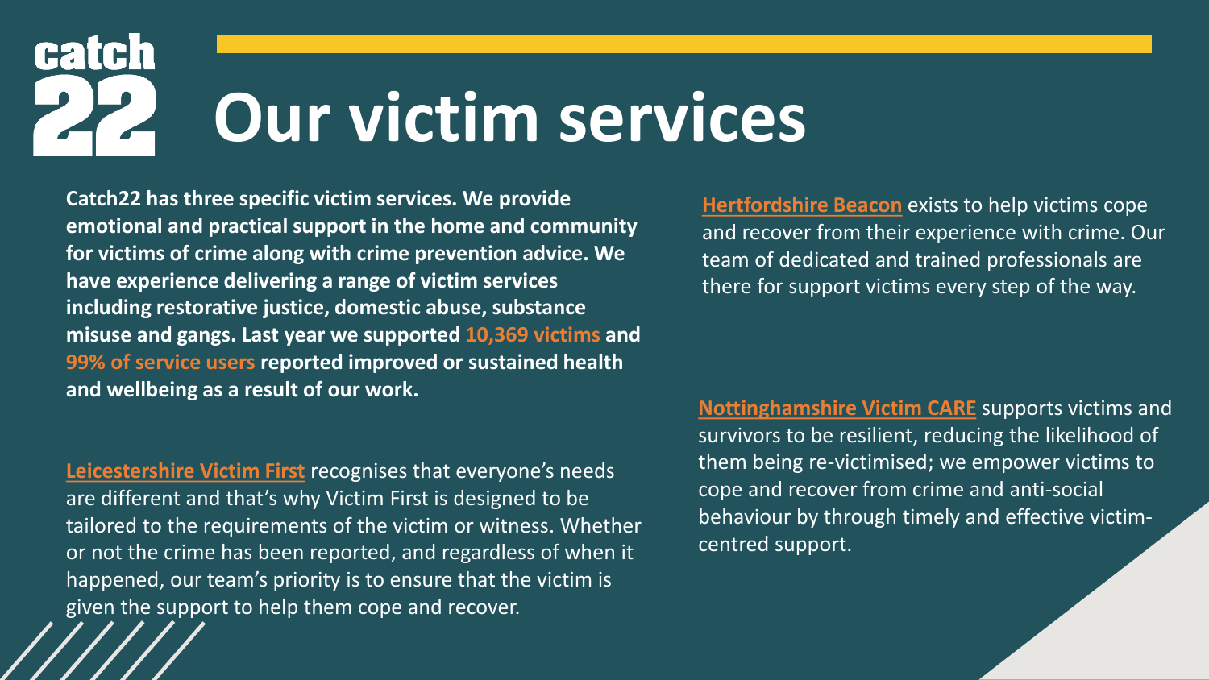# Our victim services

**Catch22 has three specific victim services. We provide emotional and practical support in the home and community for victims of crime along with crime prevention advice. We have experience delivering a range of victim services including restorative justice, domestic abuse, substance misuse and gangs. Last year we supported 10,369 victims and 99% of service users reported improved or sustained health and wellbeing as a result of our work.**

**Leicestershire Victim First** recognises that everyone's needs are different and that's why Victim First is designed to be tailored to the requirements of the victim or witness. Whether or not the crime has been reported, and regardless of when it happened, our team's priority is to ensure that the victim is given the support to help them cope and recover.

**Hertfordshire Beacon** exists to help victims cope and recover from their experience with crime. Our team of dedicated and trained professionals are there for support victims every step of the way.

**Nottinghamshire Victim CARE** supports victims and survivors to be resilient, reducing the likelihood of them being re-victimised; we empower victims to cope and recover from crime and anti-social behaviour by through timely and effective victim-centred support.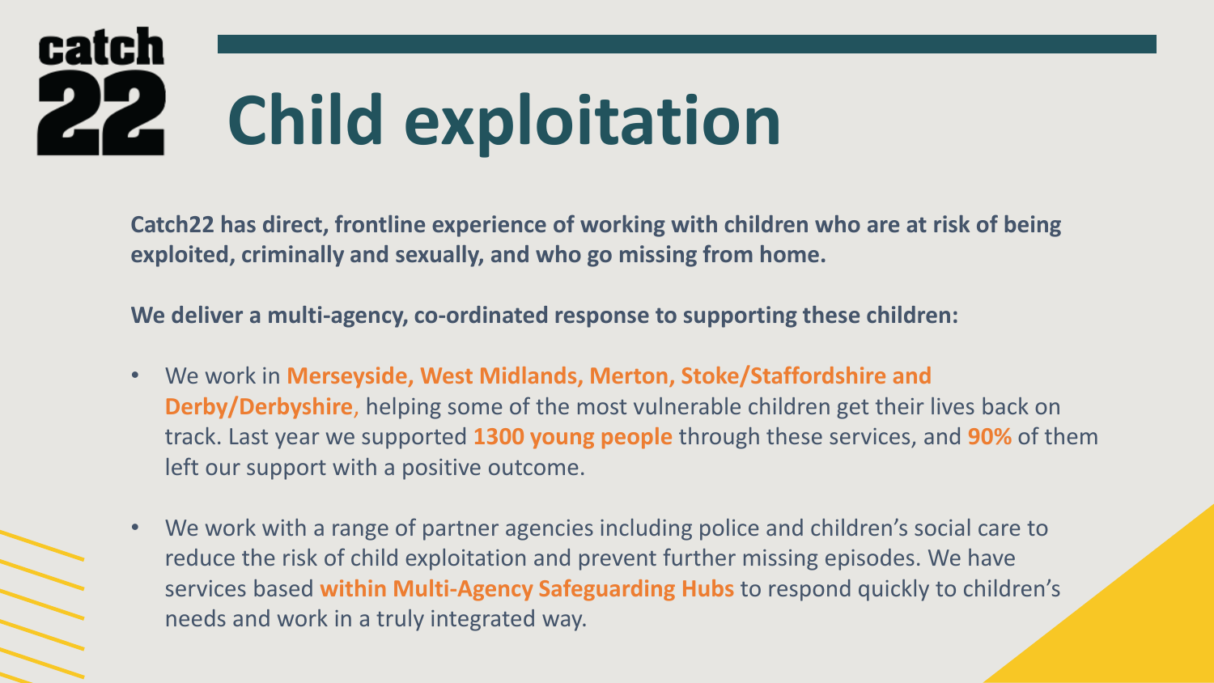# Child exploitation

**Catch22 has direct, frontline experience of working with children who are at risk of being exploited, criminally and sexually, and who go missing from home.**

**We deliver a multi-agency, co-ordinated response to supporting these children:**

- We work in **Merseyside, West Midlands, Merton, Stoke/Staffordshire and Derby/Derbyshire**, helping some of the most vulnerable children get their lives back on track. Last year we supported **1300 young people** through these services, and **90%** of them left our support with a positive outcome.
- We work with a range of partner agencies including police and children's social care to reduce the risk of child exploitation and prevent further missing episodes. We have services based **within Multi-Agency Safeguarding Hubs** to respond quickly to children's needs and work in a truly integrated way.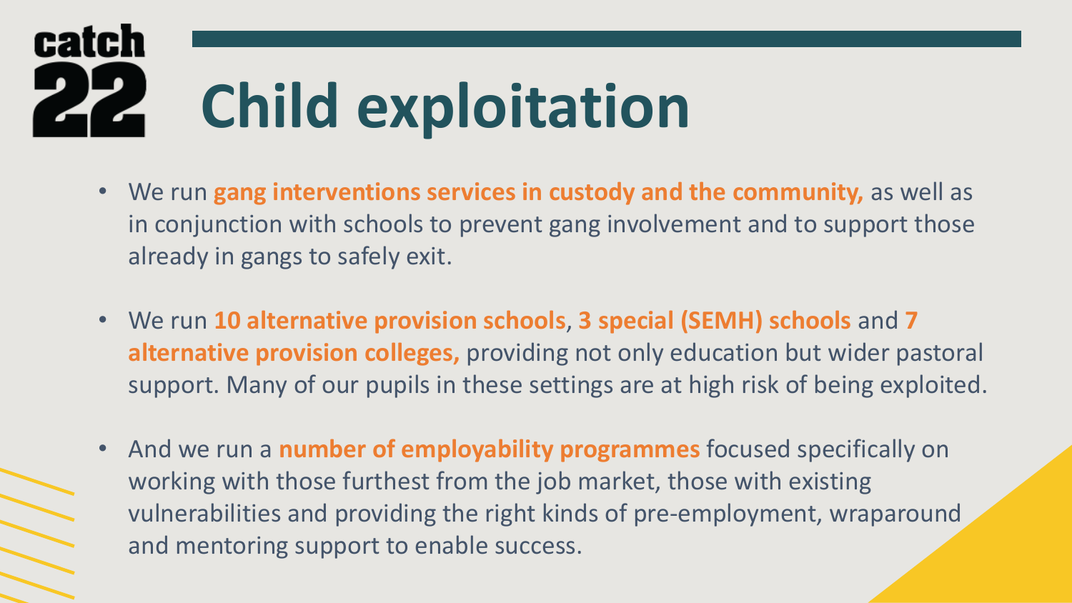# Child exploitation

- We run **gang interventions services in custody and the community,** as well as in conjunction with schools to prevent gang involvement and to support those already in gangs to safely exit.
- We run **10 alternative provision schools**, **3 special (SEMH) schools** and **7 alternative provision colleges,** providing not only education but wider pastoral support. Many of our pupils in these settings are at high risk of being exploited.
- And we run a **number of employability programmes** focused specifically on working with those furthest from the job market, those with existing vulnerabilities and providing the right kinds of pre-employment, wraparound and mentoring support to enable success.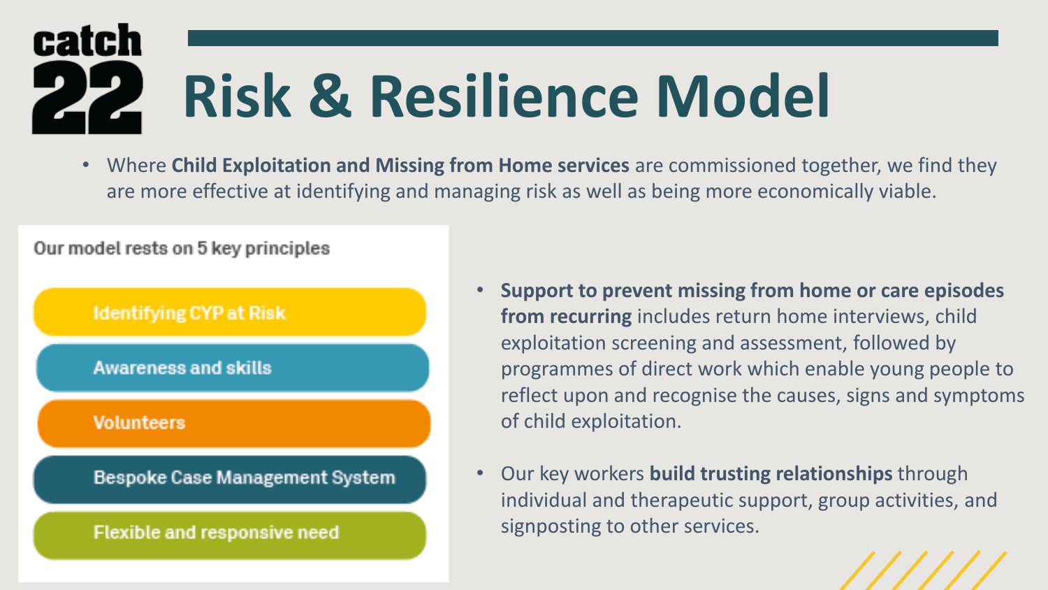catch 22

# Risk & Resilience Model

- Where **Child Exploitation and Missing from Home services** are commissioned together, we find they are more effective at identifying and managing risk as well as being more economically viable.

Our model rests on 5 key principles

- Identifying CYP at Risk
- Awareness and skills
- Volunteers
- Bespoke Case Management System
- Flexible and responsive need

- **Support to prevent missing from home or care episodes from recurring** includes return home interviews, child exploitation screening and assessment, followed by programmes of direct work which enable young people to reflect upon and recognise the causes, signs and symptoms of child exploitation.
- Our key workers **build trusting relationships** through individual and therapeutic support, group activities, and signposting to other services.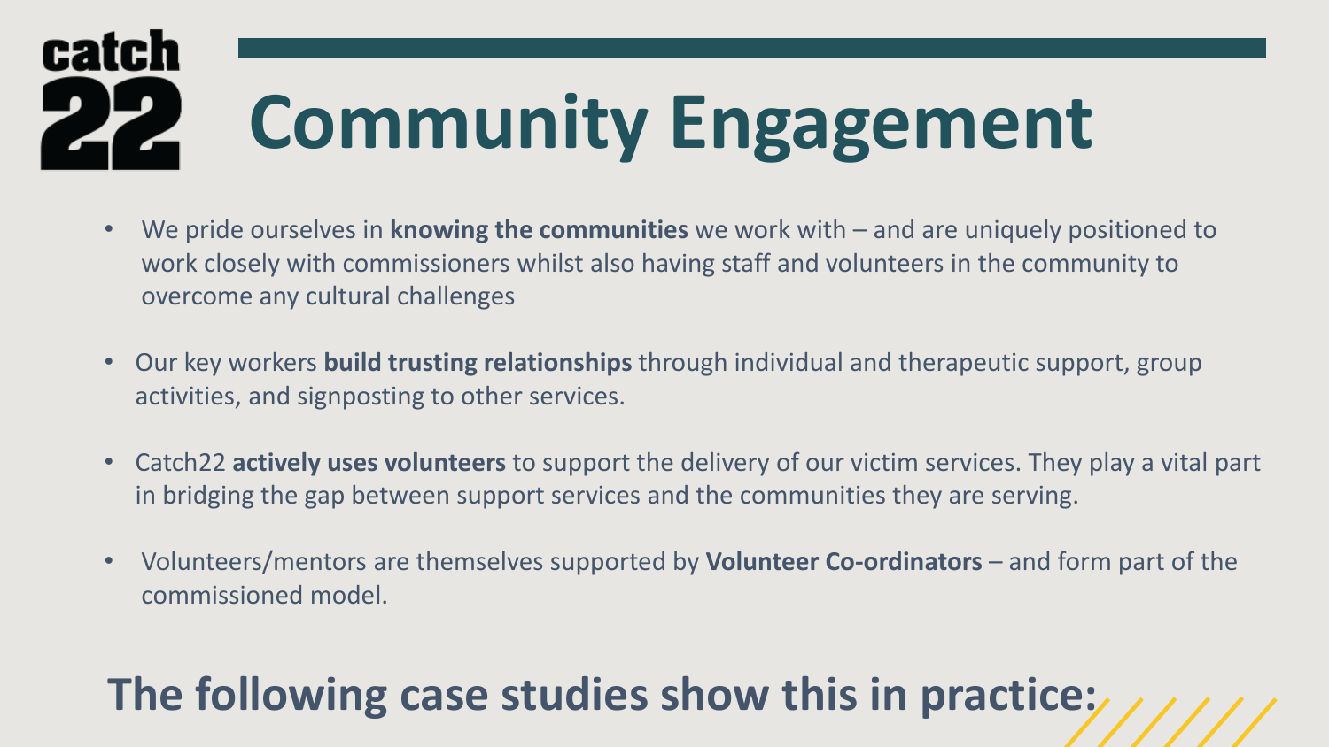catch 22

# Community Engagement

- We pride ourselves in **knowing the communities** we work with – and are uniquely positioned to work closely with commissioners whilst also having staff and volunteers in the community to overcome any cultural challenges
- Our key workers **build trusting relationships** through individual and therapeutic support, group activities, and signposting to other services.
- Catch22 **actively uses volunteers** to support the delivery of our victim services. They play a vital part in bridging the gap between support services and the communities they are serving.
- Volunteers/mentors are themselves supported by **Volunteer Co-ordinators** – and form part of the commissioned model.

## The following case studies show this in practice: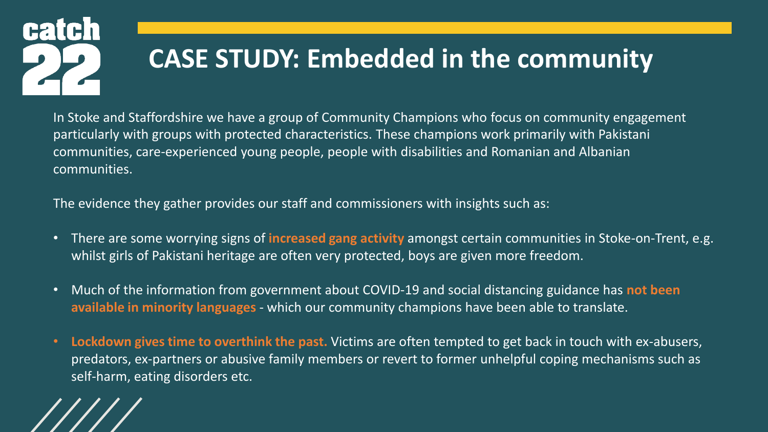# CASE STUDY: Embedded in the community

In Stoke and Staffordshire we have a group of Community Champions who focus on community engagement particularly with groups with protected characteristics. These champions work primarily with Pakistani communities, care-experienced young people, people with disabilities and Romanian and Albanian communities.

The evidence they gather provides our staff and commissioners with insights such as:

- There are some worrying signs of **increased gang activity** amongst certain communities in Stoke-on-Trent, e.g. whilst girls of Pakistani heritage are often very protected, boys are given more freedom.
- Much of the information from government about COVID-19 and social distancing guidance has **not been available in minority languages** - which our community champions have been able to translate.
- **Lockdown gives time to overthink the past.** Victims are often tempted to get back in touch with ex-abusers, predators, ex-partners or abusive family members or revert to former unhelpful coping mechanisms such as self-harm, eating disorders etc.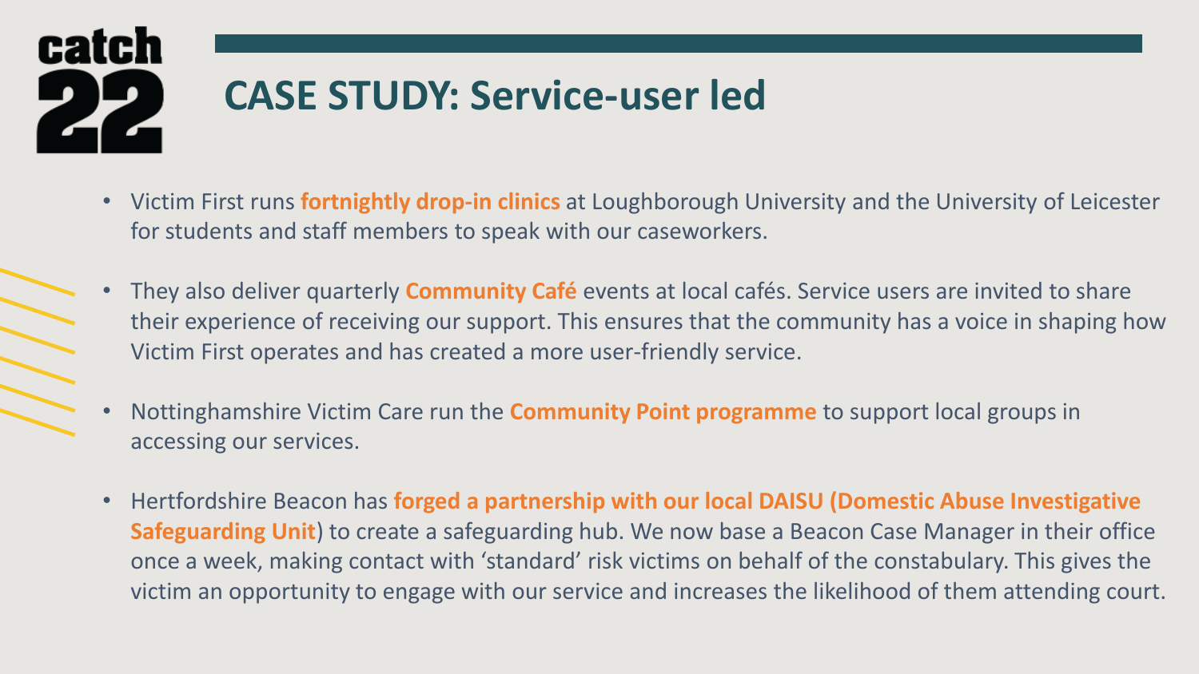# CASE STUDY: Service-user led

- Victim First runs **fortnightly drop-in clinics** at Loughborough University and the University of Leicester for students and staff members to speak with our caseworkers.
- They also deliver quarterly **Community Café** events at local cafés. Service users are invited to share their experience of receiving our support. This ensures that the community has a voice in shaping how Victim First operates and has created a more user-friendly service.
- Nottinghamshire Victim Care run the **Community Point programme** to support local groups in accessing our services.
- Hertfordshire Beacon has **forged a partnership with our local DAISU (Domestic Abuse Investigative Safeguarding Unit**) to create a safeguarding hub. We now base a Beacon Case Manager in their office once a week, making contact with 'standard' risk victims on behalf of the constabulary. This gives the victim an opportunity to engage with our service and increases the likelihood of them attending court.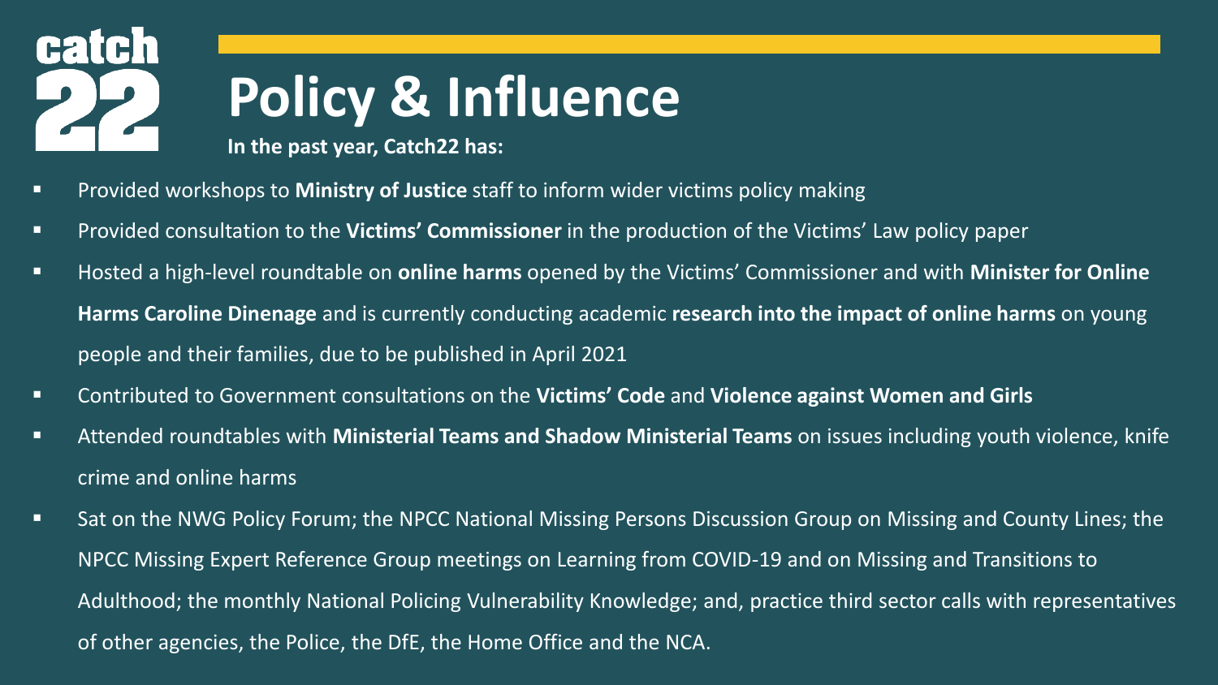catch22

# Policy & Influence

**In the past year, Catch22 has:**

- Provided workshops to **Ministry of Justice** staff to inform wider victims policy making
- Provided consultation to the **Victims' Commissioner** in the production of the Victims' Law policy paper
- Hosted a high-level roundtable on **online harms** opened by the Victims' Commissioner and with **Minister for Online Harms Caroline Dinenage** and is currently conducting academic **research into the impact of online harms** on young people and their families, due to be published in April 2021
- Contributed to Government consultations on the **Victims' Code** and **Violence against Women and Girls**
- Attended roundtables with **Ministerial Teams and Shadow Ministerial Teams** on issues including youth violence, knife crime and online harms
- Sat on the NWG Policy Forum; the NPCC National Missing Persons Discussion Group on Missing and County Lines; the NPCC Missing Expert Reference Group meetings on Learning from COVID-19 and on Missing and Transitions to Adulthood; the monthly National Policing Vulnerability Knowledge; and, practice third sector calls with representatives of other agencies, the Police, the DfE, the Home Office and the NCA.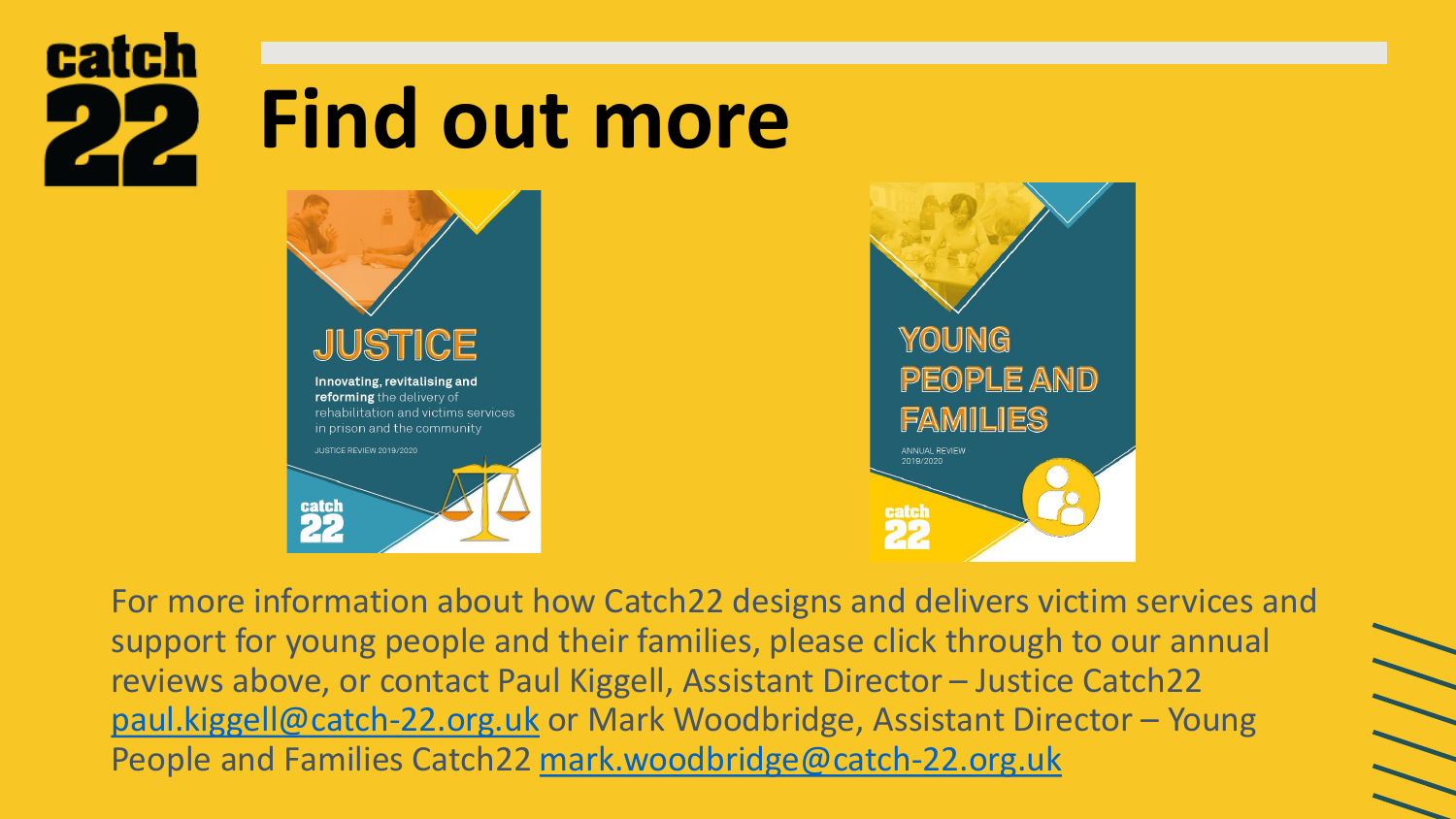# Find out more

For more information about how Catch22 designs and delivers victim services and support for young people and their families, please click through to our annual reviews above, or contact Paul Kiggell, Assistant Director – Justice Catch22 paul.kiggell@catch-22.org.uk or Mark Woodbridge, Assistant Director – Young People and Families Catch22 mark.woodbridge@catch-22.org.uk